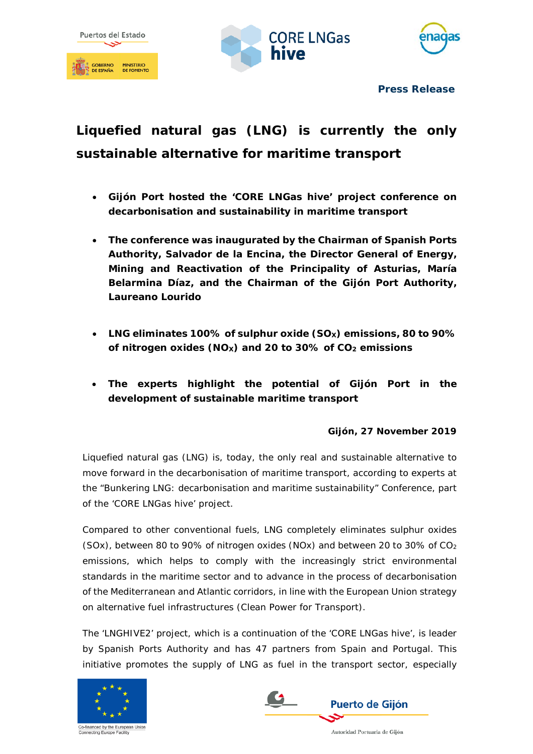**Press Release**

# Liquefied natural gas (LNG) is currently the only sustainable alternative for maritime transport

- **Gijón Port hosted the 'CORE LNGas hive' project conference on decarbonisation and sustainability in maritime transport**
- **The conference was inaugurated by the Chairman of Spanish Ports Authority, Salvador de la Encina, the Director General of Energy, Mining and Reactivation of the Principality of Asturias, María Belarmina Díaz, and the Chairman of the Gijón Port Authority, Laureano Lourido**
- **LNG eliminates 100% of sulphur oxide ($SO_X$) emissions, 80 to 90% of nitrogen oxides ($NO_X$) and 20 to 30% of $CO_2$ emissions**
- **The experts highlight the potential of Gijón Port in the development of sustainable maritime transport**

**Gijón, 27 November 2019**

Liquefied natural gas (LNG) is, today, the only real and sustainable alternative to move forward in the decarbonisation of maritime transport, according to experts at the "Bunkering LNG: decarbonisation and maritime sustainability" Conference, part of the 'CORE LNGas hive' project.

Compared to other conventional fuels, LNG completely eliminates sulphur oxides ($SO_x$), between 80 to 90% of nitrogen oxides ($NO_x$) and between 20 to 30% of $CO_2$ emissions, which helps to comply with the increasingly strict environmental standards in the maritime sector and to advance in the process of decarbonisation of the Mediterranean and Atlantic corridors, in line with the European Union strategy on alternative fuel infrastructures (Clean Power for Transport).

The 'LNGHIVE2' project, which is a continuation of the 'CORE LNGas hive', is leader by Spanish Ports Authority and has 47 partners from Spain and Portugal. This initiative promotes the supply of LNG as fuel in the transport sector, especially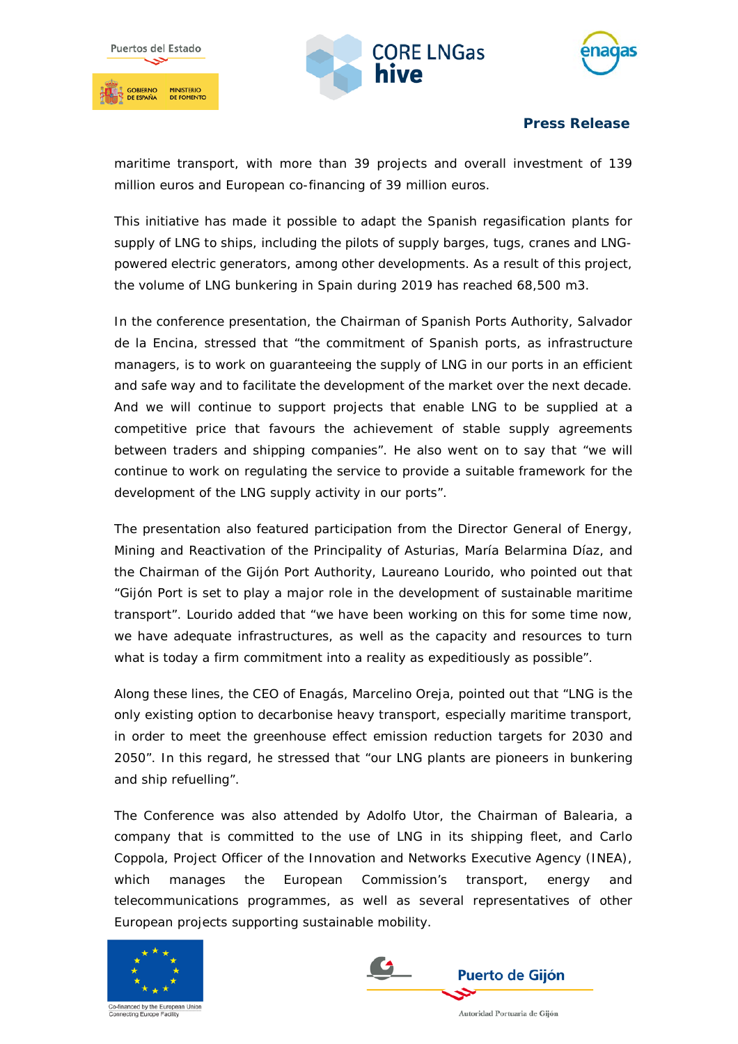maritime transport, with more than 39 projects and overall investment of 139 million euros and European co-financing of 39 million euros.

This initiative has made it possible to adapt the Spanish regasification plants for supply of LNG to ships, including the pilots of supply barges, tugs, cranes and LNG-powered electric generators, among other developments. As a result of this project, the volume of LNG bunkering in Spain during 2019 has reached 68,500 m3.

In the conference presentation, the Chairman of Spanish Ports Authority, Salvador de la Encina, stressed that "the commitment of Spanish ports, as infrastructure managers, is to work on guaranteeing the supply of LNG in our ports in an efficient and safe way and to facilitate the development of the market over the next decade. And we will continue to support projects that enable LNG to be supplied at a competitive price that favours the achievement of stable supply agreements between traders and shipping companies". He also went on to say that "we will continue to work on regulating the service to provide a suitable framework for the development of the LNG supply activity in our ports".

The presentation also featured participation from the Director General of Energy, Mining and Reactivation of the Principality of Asturias, María Belarmina Díaz, and the Chairman of the Gijón Port Authority, Laureano Lourido, who pointed out that "Gijón Port is set to play a major role in the development of sustainable maritime transport". Lourido added that "we have been working on this for some time now, we have adequate infrastructures, as well as the capacity and resources to turn what is today a firm commitment into a reality as expeditiously as possible".

Along these lines, the CEO of Enagás, Marcelino Oreja, pointed out that "LNG is the only existing option to decarbonise heavy transport, especially maritime transport, in order to meet the greenhouse effect emission reduction targets for 2030 and 2050". In this regard, he stressed that "our LNG plants are pioneers in bunkering and ship refuelling".

The Conference was also attended by Adolfo Utor, the Chairman of Balearia, a company that is committed to the use of LNG in its shipping fleet, and Carlo Coppola, Project Officer of the Innovation and Networks Executive Agency (INEA), which manages the European Commission's transport, energy and telecommunications programmes, as well as several representatives of other European projects supporting sustainable mobility.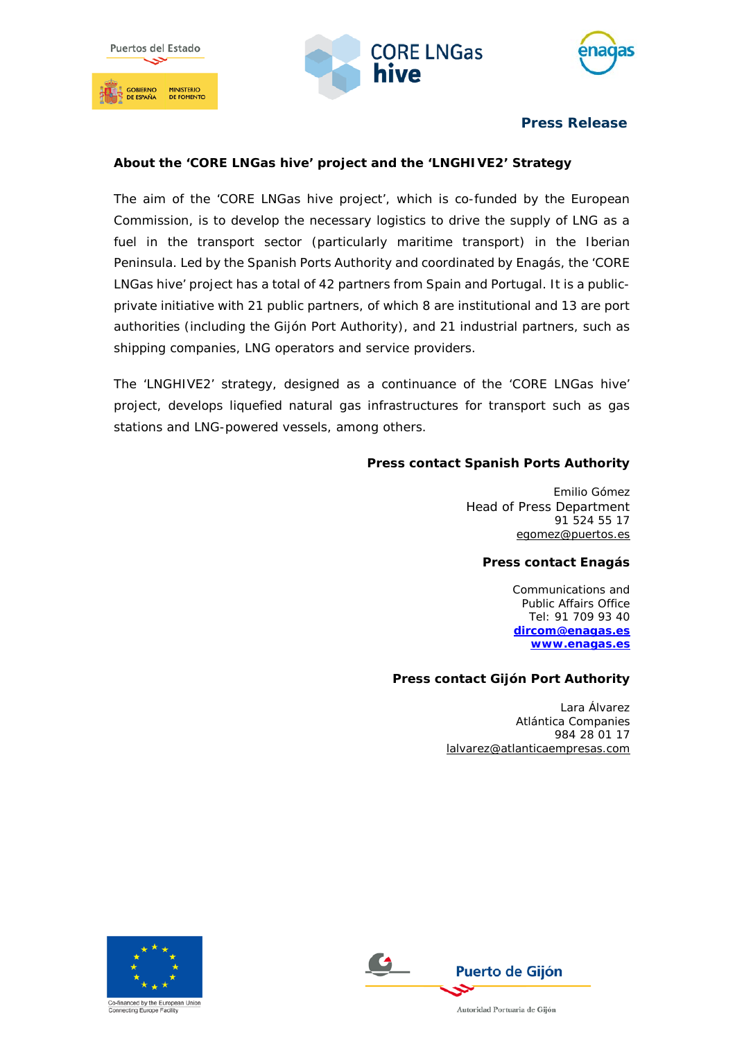**Press Release**

**About the 'CORE LNGas hive' project and the 'LNGHIVE2' Strategy**

The aim of the 'CORE LNGas hive project', which is co-funded by the European Commission, is to develop the necessary logistics to drive the supply of LNG as a fuel in the transport sector (particularly maritime transport) in the Iberian Peninsula. Led by the Spanish Ports Authority and coordinated by Enagás, the 'CORE LNGas hive' project has a total of 42 partners from Spain and Portugal. It is a public-private initiative with 21 public partners, of which 8 are institutional and 13 are port authorities (including the Gijón Port Authority), and 21 industrial partners, such as shipping companies, LNG operators and service providers.

The 'LNGHIVE2' strategy, designed as a continuance of the 'CORE LNGas hive' project, develops liquefied natural gas infrastructures for transport such as gas stations and LNG-powered vessels, among others.

**Press contact Spanish Ports Authority**

Emilio Gómez
Head of Press Department
91 524 55 17
egomez@puertos.es

**Press contact Enagás**

Communications and
Public Affairs Office
Tel: 91 709 93 40
**dircom@enagas.es**
**www.enagas.es**

**Press contact Gijón Port Authority**

Lara Álvarez
Atlántica Companies
984 28 01 17
lalvarez@atlanticaempresas.com

Co-financed by the European Union
Connecting Europe Facility